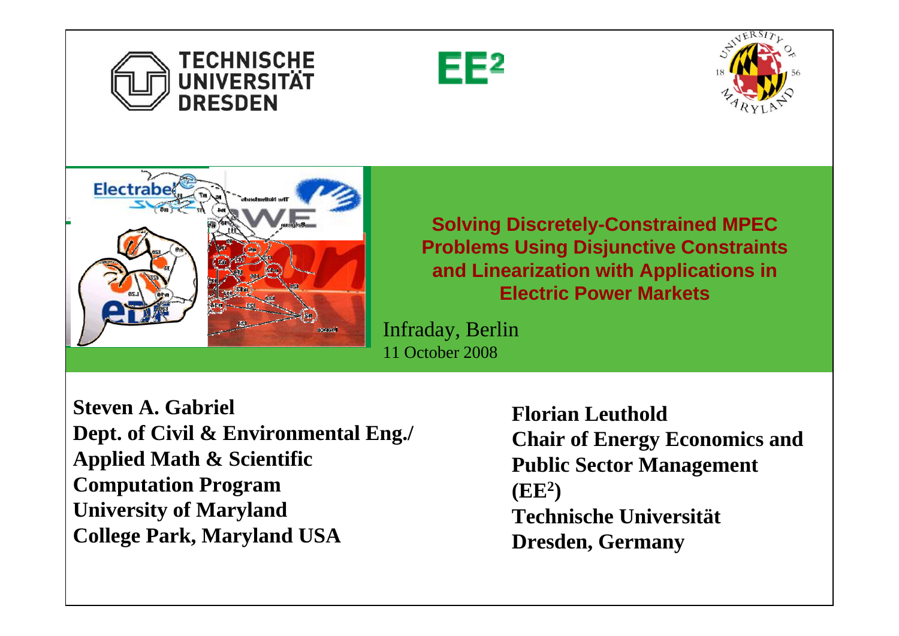# Solving Discretely-Constrained MPEC Problems Using Disjunctive Constraints and Linearization with Applications in Electric Power Markets

Infraday, Berlin
11 October 2008

**Steven A. Gabriel**
**Dept. of Civil & Environmental Eng./ Applied Math & Scientific Computation Program**
**University of Maryland**
**College Park, Maryland USA**

**Florian Leuthold**
**Chair of Energy Economics and Public Sector Management ($EE^2$)**
**Technische Universität Dresden, Germany**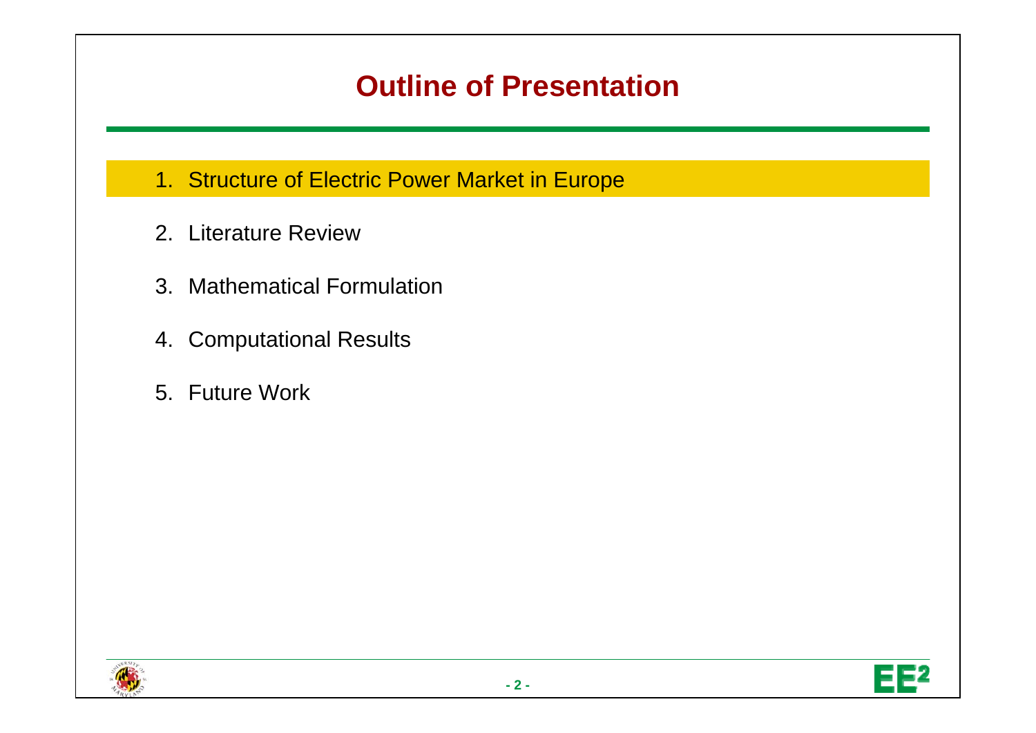# Outline of Presentation

1. Structure of Electric Power Market in Europe
2. Literature Review
3. Mathematical Formulation
4. Computational Results
5. Future Work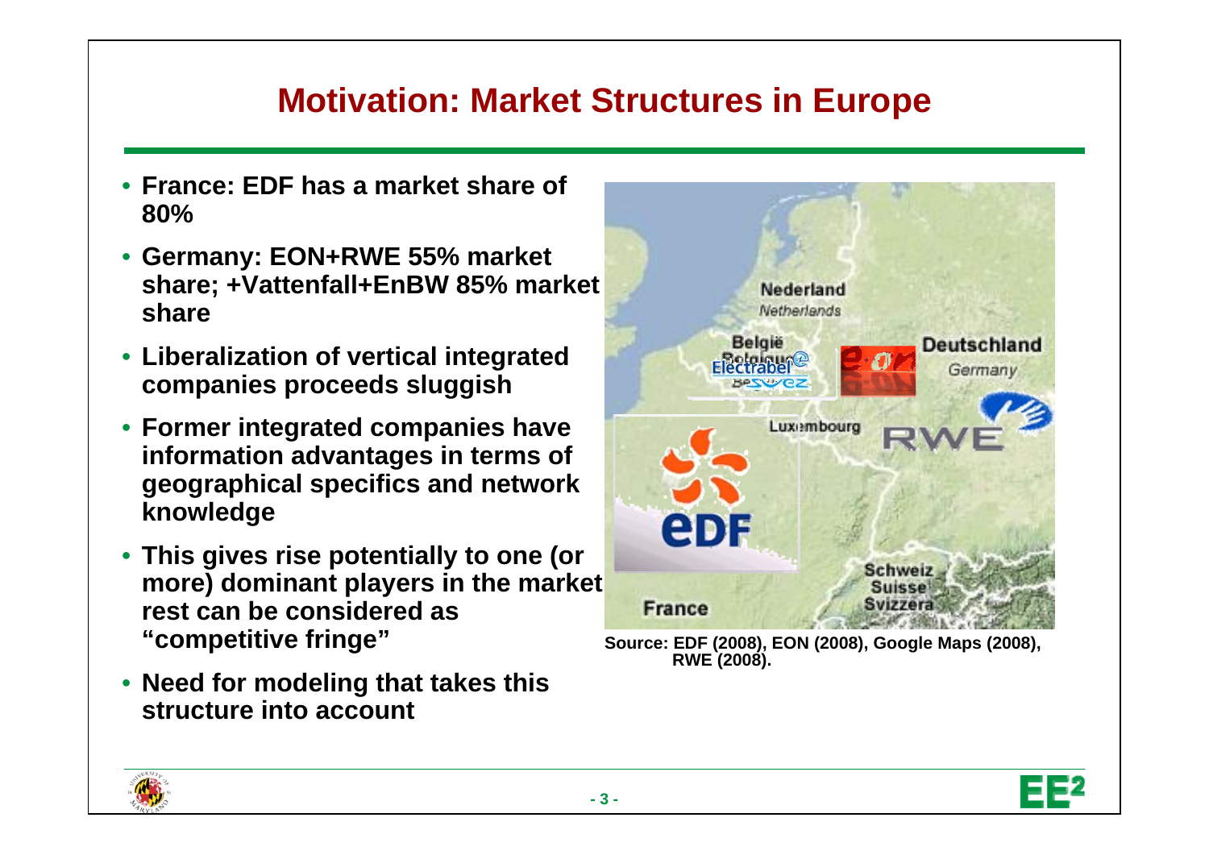# Motivation: Market Structures in Europe

- **France: EDF has a market share of 80%**
- **Germany: EON+RWE 55% market share; +Vattenfall+EnBW 85% market share**
- **Liberalization of vertical integrated companies proceeds sluggish**
- **Former integrated companies have information advantages in terms of geographical specifics and network knowledge**
- **This gives rise potentially to one (or more) dominant players in the market rest can be considered as "competitive fringe"**
- **Need for modeling that takes this structure into account**

**Source: EDF (2008), EON (2008), Google Maps (2008), RWE (2008).**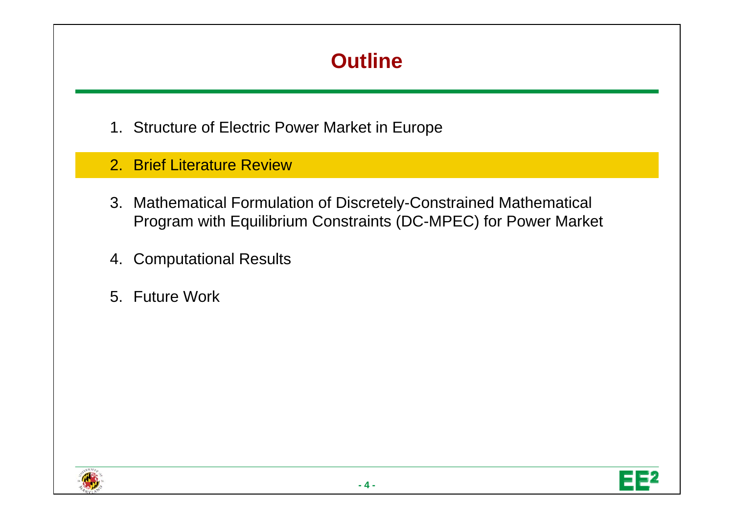# Outline

1. Structure of Electric Power Market in Europe
2. Brief Literature Review
3. Mathematical Formulation of Discretely-Constrained Mathematical Program with Equilibrium Constraints (DC-MPEC) for Power Market
4. Computational Results
5. Future Work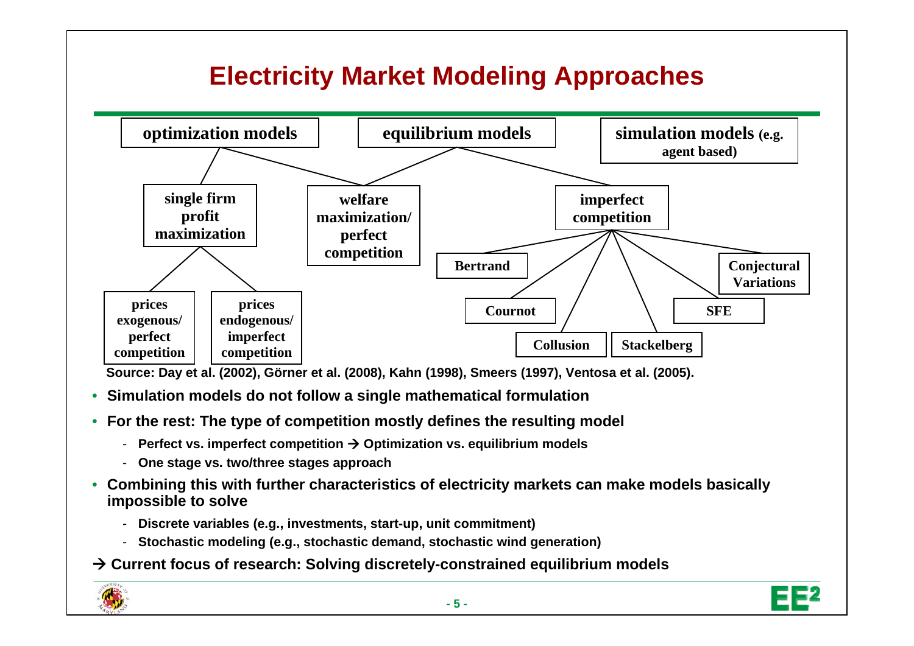# Electricity Market Modeling Approaches

- **optimization models**
  - **single firm profit maximization**
    - **prices exogenous/ perfect competition**
    - **prices endogenous/ imperfect competition**
  - **welfare maximization/ perfect competition**
- **equilibrium models**
  - **welfare maximization/ perfect competition**
  - **imperfect competition**
    - **Bertrand**
    - **Cournot**
    - **Collusion**
    - **Stackelberg**
    - **SFE**
    - **Conjectural Variations**
- **simulation models (e.g. agent based)**

**Source: Day et al. (2002), Görner et al. (2008), Kahn (1998), Smeers (1997), Ventosa et al. (2005).**

- **Simulation models do not follow a single mathematical formulation**
- **For the rest: The type of competition mostly defines the resulting model**
  - **Perfect vs. imperfect competition → Optimization vs. equilibrium models**
  - **One stage vs. two/three stages approach**
- **Combining this with further characteristics of electricity markets can make models basically impossible to solve**
  - **Discrete variables (e.g., investments, start-up, unit commitment)**
  - **Stochastic modeling (e.g., stochastic demand, stochastic wind generation)**

**→ Current focus of research: Solving discretely-constrained equilibrium models**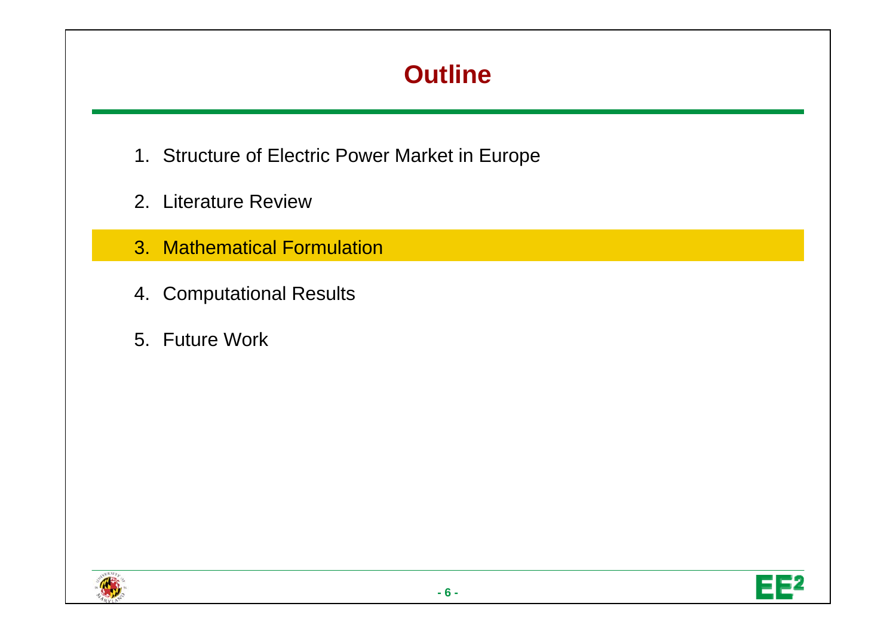# Outline

1. Structure of Electric Power Market in Europe
2. Literature Review
3. Mathematical Formulation
4. Computational Results
5. Future Work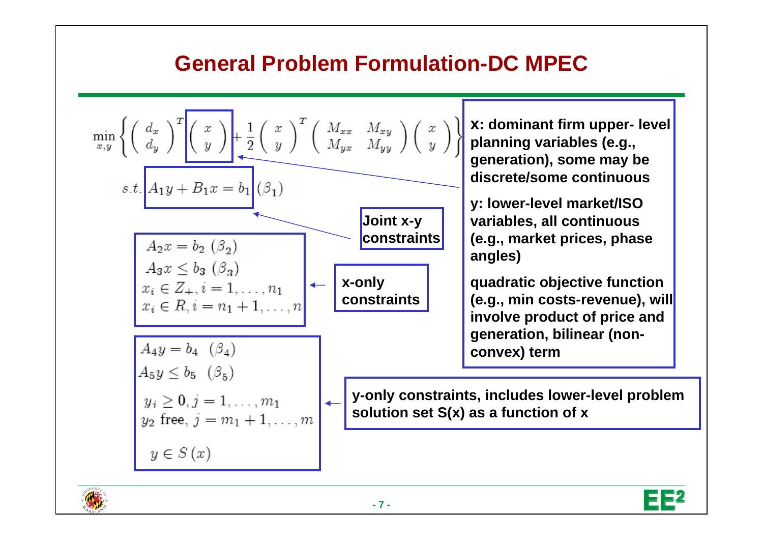# General Problem Formulation-DC MPEC

$$\min_{x,y} \left\{ \begin{pmatrix} d_x \\ d_y \end{pmatrix}^T \begin{pmatrix} x \\ y \end{pmatrix} + \frac{1}{2} \begin{pmatrix} x \\ y \end{pmatrix}^T \begin{pmatrix} M_{xx} & M_{xy} \\ M_{yx} & M_{yy} \end{pmatrix} \begin{pmatrix} x \\ y \end{pmatrix} \right\}$$

$$s.t. \; A_1 y + B_1 x = b_1 \; (\beta_1)$$

**Joint x-y constraints**

$$\begin{aligned} & A_2 x = b_2 \; (\beta_2) \\ & A_3 x \le b_3 \; (\beta_3) \\ & x_i \in Z_+, i = 1, \ldots, n_1 \\ & x_i \in R, i = n_1 + 1, \ldots, n \end{aligned}$$

**x-only constraints**

$$\begin{aligned} & A_4 y = b_4 \;\; (\beta_4) \\ & A_5 y \le b_5 \;\; (\beta_5) \\ & y_i \ge 0, j = 1, \ldots, m_1 \\ & y_2 \text{ free}, j = m_1 + 1, \ldots, m \\ & y \in S(x) \end{aligned}$$

**y-only constraints, includes lower-level problem solution set S(x) as a function of x**

**x: dominant firm upper- level planning variables (e.g., generation), some may be discrete/some continuous**

**y: lower-level market/ISO variables, all continuous (e.g., market prices, phase angles)**

**quadratic objective function (e.g., min costs-revenue), will involve product of price and generation, bilinear (non-convex) term**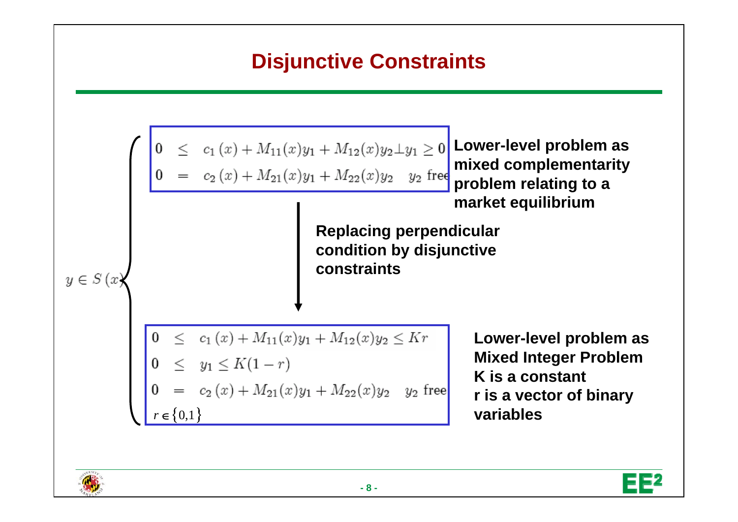# Disjunctive Constraints

$$y \in S(x) \begin{cases} 0 \leq c_1(x) + M_{11}(x)y_1 + M_{12}(x)y_2 \perp y_1 \geq 0 \\ 0 = c_2(x) + M_{21}(x)y_1 + M_{22}(x)y_2 \quad y_2 \text{ free} \end{cases}$$

**Lower-level problem as mixed complementarity problem relating to a market equilibrium**

**Replacing perpendicular condition by disjunctive constraints**

$$\begin{aligned} 0 &\leq c_1(x) + M_{11}(x)y_1 + M_{12}(x)y_2 \leq Kr \\ 0 &\leq y_1 \leq K(1-r) \\ 0 &= c_2(x) + M_{21}(x)y_1 + M_{22}(x)y_2 \quad y_2 \text{ free} \\ r &\in \{0,1\} \end{aligned}$$

**Lower-level problem as Mixed Integer Problem**
**K is a constant**
**r is a vector of binary variables**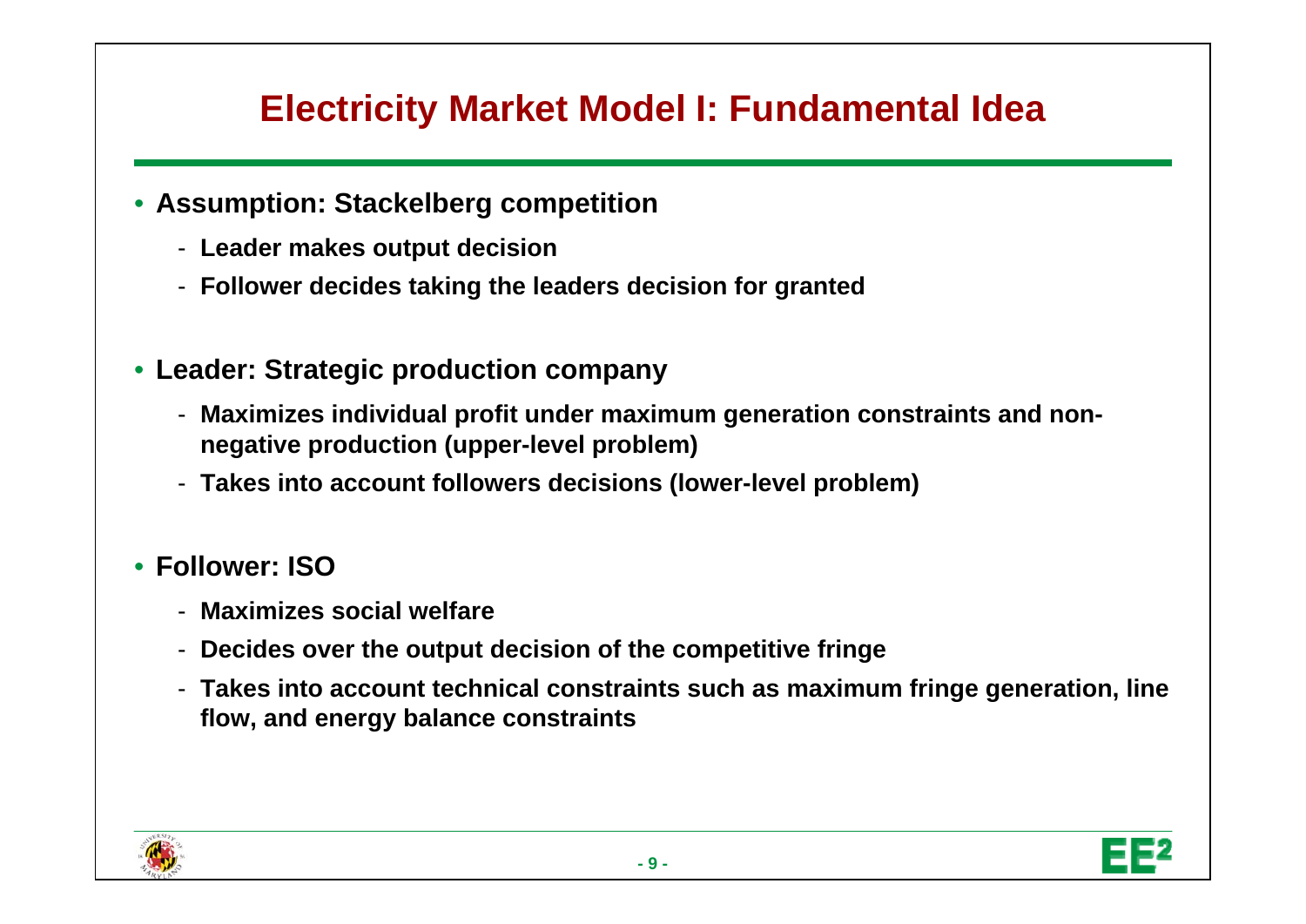# Electricity Market Model I: Fundamental Idea

- **Assumption: Stackelberg competition**
  - **Leader makes output decision**
  - **Follower decides taking the leaders decision for granted**

- **Leader: Strategic production company**
  - **Maximizes individual profit under maximum generation constraints and non-negative production (upper-level problem)**
  - **Takes into account followers decisions (lower-level problem)**

- **Follower: ISO**
  - **Maximizes social welfare**
  - **Decides over the output decision of the competitive fringe**
  - **Takes into account technical constraints such as maximum fringe generation, line flow, and energy balance constraints**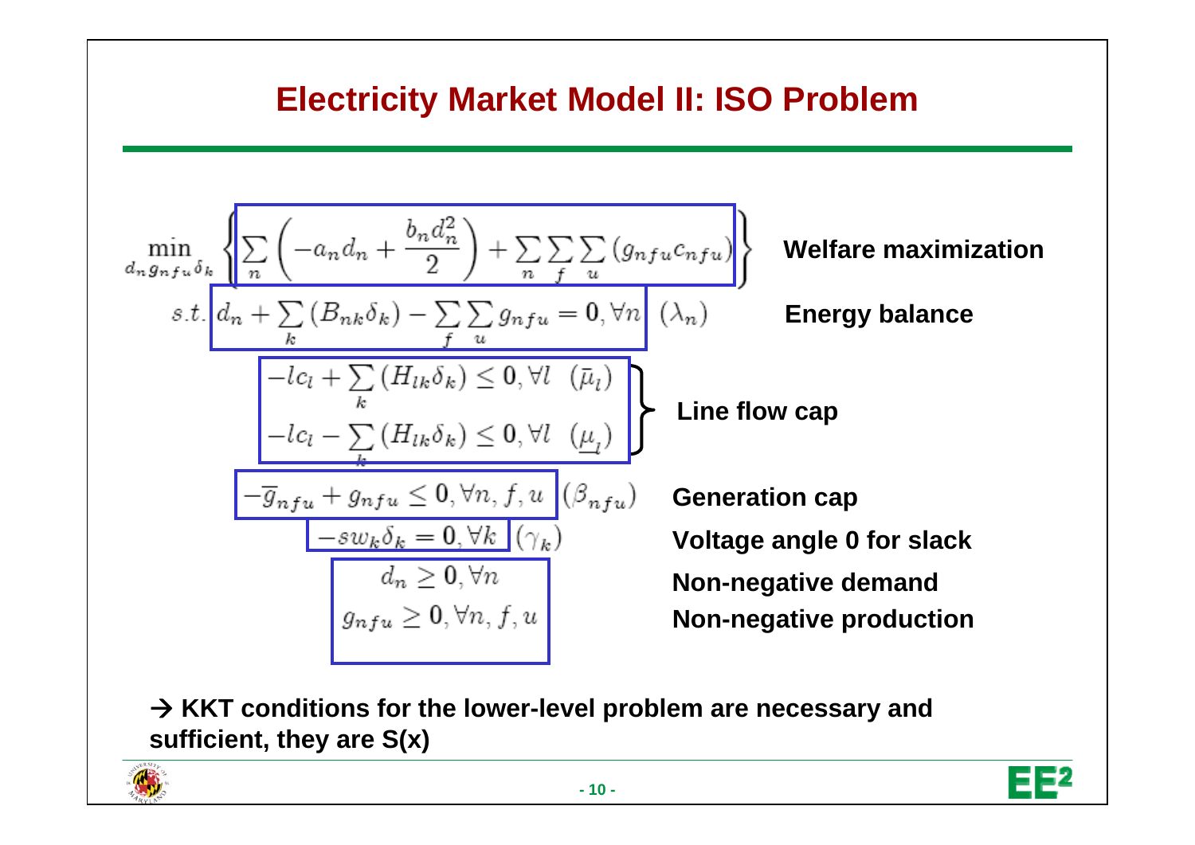# Electricity Market Model II: ISO Problem

$$\min_{d_n g_{nfu} \delta_k} \left\{ \sum_n \left( -a_n d_n + \frac{b_n d_n^2}{2} \right) + \sum_n \sum_f \sum_u \left( g_{nfu} c_{nfu} \right) \right\}$$

**Welfare maximization**

$$s.t. \; d_n + \sum_k \left( B_{nk} \delta_k \right) - \sum_f \sum_u g_{nfu} = 0, \forall n \quad (\lambda_n)$$

**Energy balance**

$$-lc_l + \sum_k \left( H_{lk} \delta_k \right) \leq 0, \forall l \quad (\bar{\mu}_l)$$

$$-lc_l - \sum_k \left( H_{lk} \delta_k \right) \leq 0, \forall l \quad (\underline{\mu}_l)$$

**Line flow cap**

$$-\overline{g}_{nfu} + g_{nfu} \leq 0, \forall n, f, u \quad (\beta_{nfu})$$

**Generation cap**

$$-sw_k \delta_k = 0, \forall k \quad (\gamma_k)$$

**Voltage angle 0 for slack**

$$d_n \geq 0, \forall n$$

**Non-negative demand**

$$g_{nfu} \geq 0, \forall n, f, u$$

**Non-negative production**

**→ KKT conditions for the lower-level problem are necessary and sufficient, they are S(x)**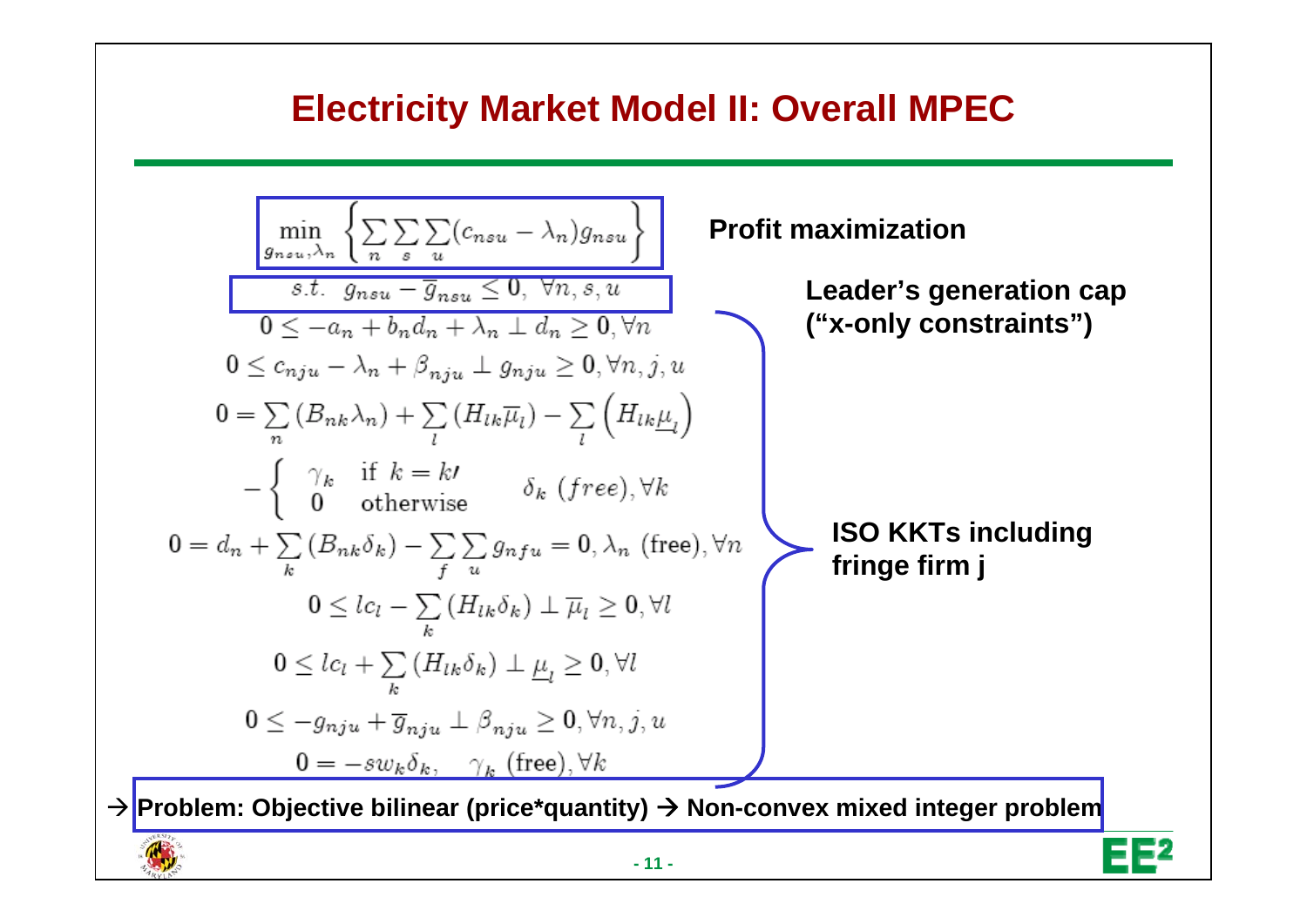# Electricity Market Model II: Overall MPEC

$$\min_{g_{nsu},\lambda_n} \left\{ \sum_n \sum_s \sum_u (c_{nsu} - \lambda_n) g_{nsu} \right\}$$

**Profit maximization**

$$s.t. \;\; g_{nsu} - \overline{g}_{nsu} \leq 0, \;\; \forall n, s, u$$

**Leader's generation cap ("x-only constraints")**

$$0 \leq -a_n + b_n d_n + \lambda_n \perp d_n \geq 0, \forall n$$

$$0 \leq c_{nju} - \lambda_n + \beta_{nju} \perp g_{nju} \geq 0, \forall n, j, u$$

$$0 = \sum_n (B_{nk}\lambda_n) + \sum_l (H_{lk}\overline{\mu}_l) - \sum_l \left(H_{lk}\underline{\mu}_l\right)$$

$$-\begin{cases} \gamma_k & \text{if } k = k\prime \\ 0 & \text{otherwise} \end{cases} \quad \delta_k \; (free), \forall k$$

$$0 = d_n + \sum_k (B_{nk}\delta_k) - \sum_f \sum_u g_{nfu} = 0, \lambda_n \; (\text{free}), \forall n$$

$$0 \leq lc_l - \sum_k (H_{lk}\delta_k) \perp \overline{\mu}_l \geq 0, \forall l$$

$$0 \leq lc_l + \sum_k (H_{lk}\delta_k) \perp \underline{\mu}_l \geq 0, \forall l$$

$$0 \leq -g_{nju} + \overline{g}_{nju} \perp \beta_{nju} \geq 0, \forall n, j, u$$

$$0 = -sw_k\delta_k, \quad \gamma_k \; (\text{free}), \forall k$$

**ISO KKTs including fringe firm j**

→ **Problem: Objective bilinear (price*quantity) → Non-convex mixed integer problem**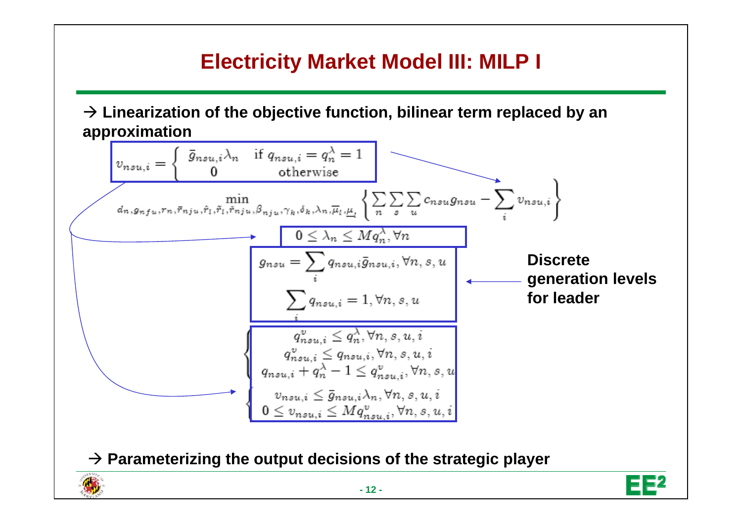# Electricity Market Model III: MILP I

→ **Linearization of the objective function, bilinear term replaced by an approximation**

$$v_{nsu,i} = \begin{cases} \bar{g}_{nsu,i}\lambda_n & \text{if } q_{nsu,i} = q_n^\lambda = 1 \\ 0 & \text{otherwise} \end{cases}$$

$$\min_{d_n, g_{nfu}, r_n, \bar{r}_{nju}, \hat{r}_l, \tilde{r}_l, \check{r}_{nju}, \beta_{nju}, \gamma_k, \delta_k, \lambda_n, \overline{\mu}_l, \underline{\mu}_l} \left\{ \sum_n \sum_s \sum_u c_{nsu} g_{nsu} - \sum_i v_{nsu,i} \right\}$$

$$0 \le \lambda_n \le M q_n^\lambda, \forall n$$

$$g_{nsu} = \sum_i q_{nsu,i} \bar{g}_{nsu,i}, \forall n, s, u$$

$$\sum_i q_{nsu,i} = 1, \forall n, s, u$$

**Discrete generation levels for leader**

$$\begin{cases} q_{nsu,i}^v \le q_n^\lambda, \forall n, s, u, i \\ q_{nsu,i}^v \le q_{nsu,i}, \forall n, s, u, i \\ q_{nsu,i} + q_n^\lambda - 1 \le q_{nsu,i}^v, \forall n, s, u \end{cases}$$

$$\begin{cases} v_{nsu,i} \le \bar{g}_{nsu,i}\lambda_n, \forall n, s, u, i \\ 0 \le v_{nsu,i} \le M q_{nsu,i}^v, \forall n, s, u, i \end{cases}$$

→ **Parameterizing the output decisions of the strategic player**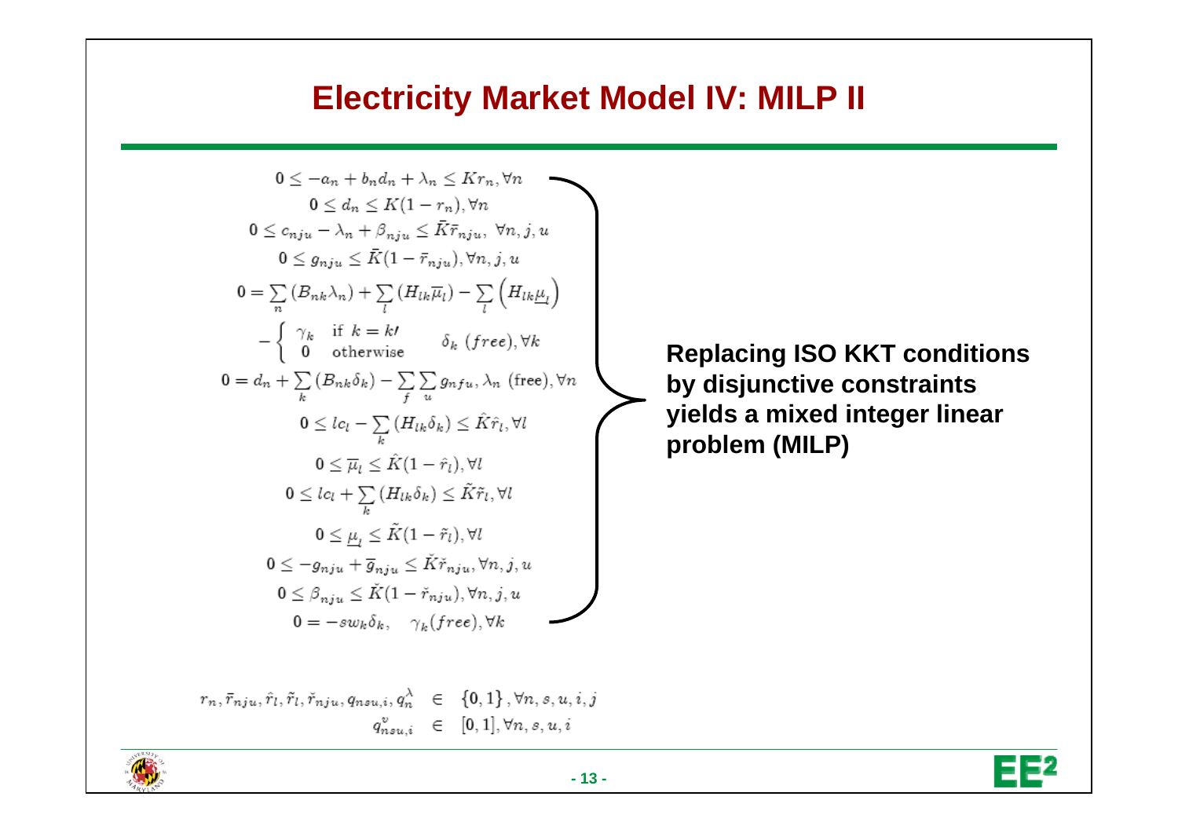# Electricity Market Model IV: MILP II

$$
\begin{aligned}
&0 \leq -a_n + b_n d_n + \lambda_n \leq K r_n, \forall n \\
&0 \leq d_n \leq K(1 - r_n), \forall n \\
&0 \leq c_{nju} - \lambda_n + \beta_{nju} \leq \bar{K} \bar{r}_{nju}, \ \forall n, j, u \\
&0 \leq g_{nju} \leq \bar{K}(1 - \bar{r}_{nju}), \forall n, j, u \\
&0 = \sum_n (B_{nk} \lambda_n) + \sum_l (H_{lk} \overline{\mu}_l) - \sum_l \left( H_{lk} \underline{\mu}_l \right) \\
&\quad - \begin{cases} \gamma_k & \text{if } k = k\prime \\ 0 & \text{otherwise} \end{cases} \quad \delta_k \ (free), \forall k \\
&0 = d_n + \sum_k (B_{nk} \delta_k) - \sum_f \sum_u g_{nfu}, \lambda_n \ (\text{free}), \forall n \\
&0 \leq lc_l - \sum_k (H_{lk} \delta_k) \leq \hat{K} \hat{r}_l, \forall l \\
&0 \leq \overline{\mu}_l \leq \hat{K}(1 - \hat{r}_l), \forall l \\
&0 \leq lc_l + \sum_k (H_{lk} \delta_k) \leq \tilde{K} \tilde{r}_l, \forall l \\
&0 \leq \underline{\mu}_l \leq \tilde{K}(1 - \tilde{r}_l), \forall l \\
&0 \leq -g_{nju} + \overline{g}_{nju} \leq \check{K} \check{r}_{nju}, \forall n, j, u \\
&0 \leq \beta_{nju} \leq \check{K}(1 - \check{r}_{nju}), \forall n, j, u \\
&0 = -sw_k \delta_k, \quad \gamma_k (free), \forall k
\end{aligned}
$$

**Replacing ISO KKT conditions by disjunctive constraints yields a mixed integer linear problem (MILP)**

$$
\begin{aligned}
r_n, \bar{r}_{nju}, \hat{r}_l, \tilde{r}_l, \check{r}_{nju}, q_{nsu,i}, q_n^{\lambda} &\in \{0, 1\}, \forall n, s, u, i, j \\
q_{nsu,i}^{v} &\in [0, 1], \forall n, s, u, i
\end{aligned}
$$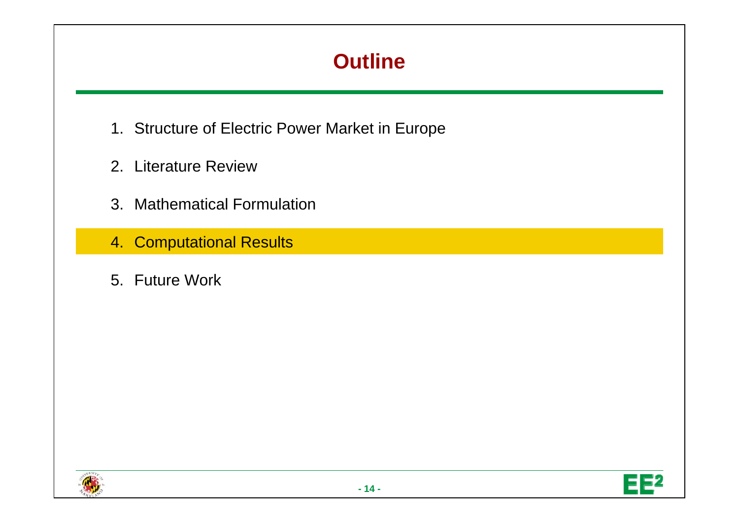# Outline

1. Structure of Electric Power Market in Europe
2. Literature Review
3. Mathematical Formulation
4. **Computational Results**
5. Future Work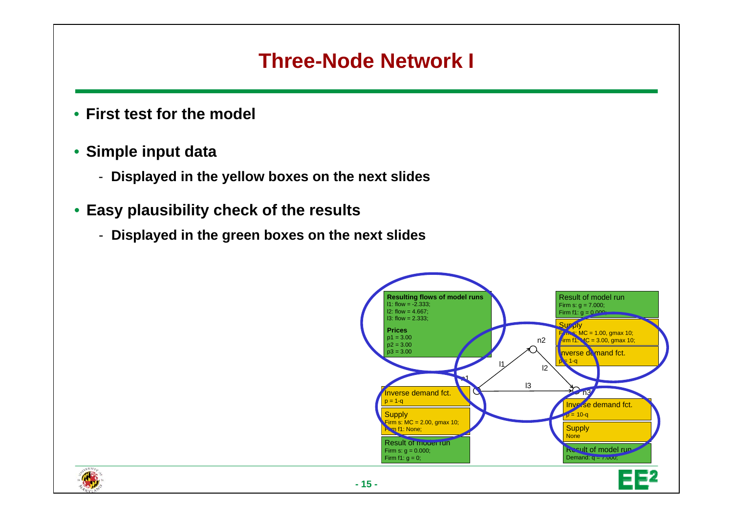# Three-Node Network I

- **First test for the model**
- **Simple input data**
  - **Displayed in the yellow boxes on the next slides**
- **Easy plausibility check of the results**
  - **Displayed in the green boxes on the next slides**

**Resulting flows of model runs**
l1: flow = -2.333;
l2: flow = 4.667;
l3: flow = 2.333;

**Prices**
p1 = 3.00
p2 = 3.00
p3 = 3.00

**Node n1**

Inverse demand fct.
p = 1-q

Supply
Firm s: MC = 2.00, gmax 10;
Firm f1: None;

Result of model run
Firm s: g = 0.000;
Firm f1: g = 0;

**Node n2**

Result of model run
Firm s: g = 7.000;
Firm f1: g = 0.000;

Supply
Firm s: MC = 1.00, gmax 10;
Firm f1: MC = 3.00, gmax 10;

Inverse demand fct.
p = 1-q

**Node n3**

Inverse demand fct.
p = 10-q

Supply
None

Result of model run
Demand: q = 7.000;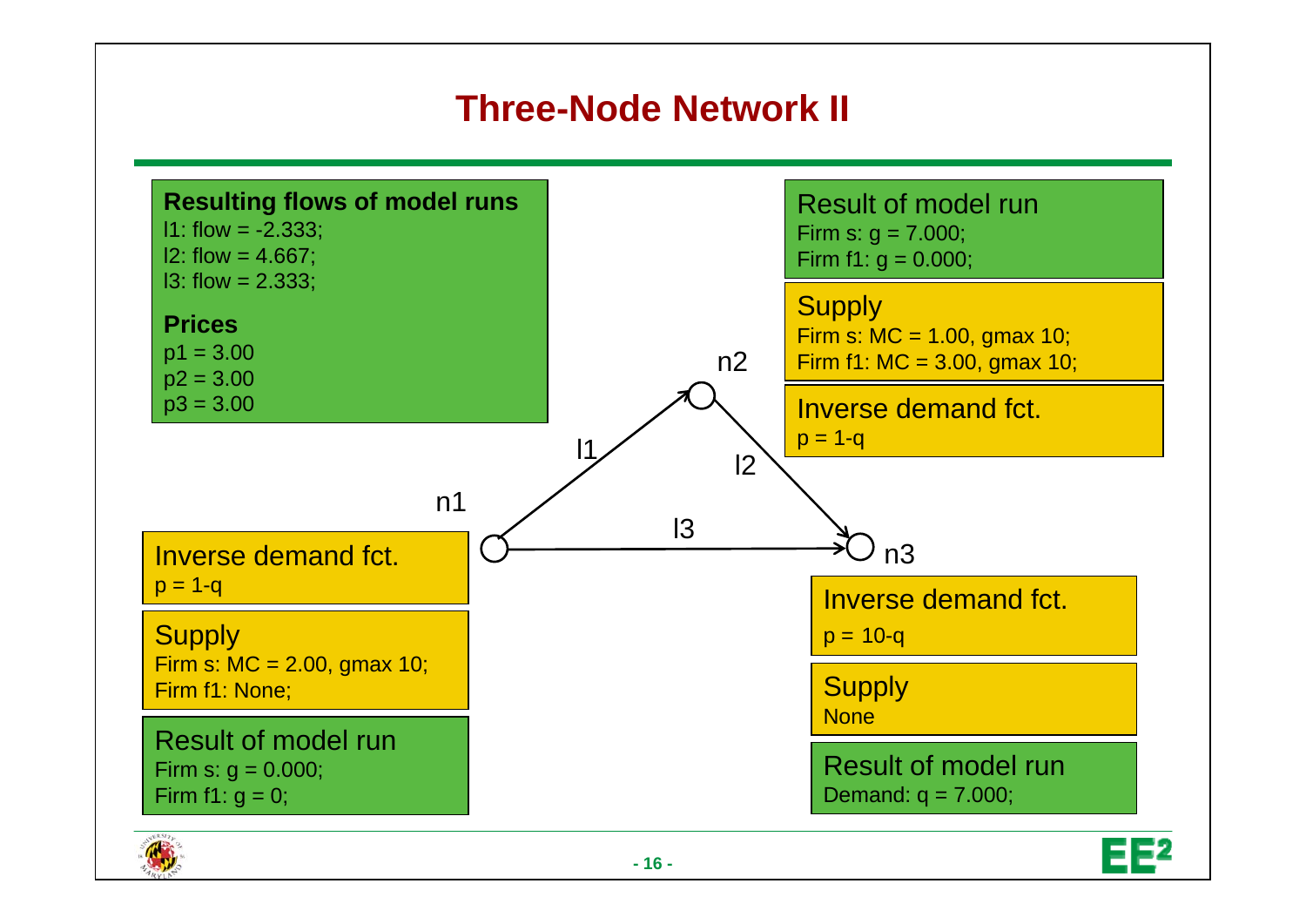# Three-Node Network II

**Resulting flows of model runs**

l1: flow = -2.333;
l2: flow = 4.667;
l3: flow = 2.333;

**Prices**

p1 = 3.00
p2 = 3.00
p3 = 3.00

**Node n1**

Inverse demand fct.
p = 1-q

Supply
Firm s: MC = 2.00, gmax 10;
Firm f1: None;

Result of model run
Firm s: g = 0.000;
Firm f1: g = 0;

**Node n2**

Result of model run
Firm s: g = 7.000;
Firm f1: g = 0.000;

Supply
Firm s: MC = 1.00, gmax 10;
Firm f1: MC = 3.00, gmax 10;

Inverse demand fct.
p = 1-q

**Node n3**

Inverse demand fct.
p = 10-q

Supply
None

Result of model run
Demand: q = 7.000;

Network: n1 → n2 (l1), n2 → n3 (l2), n1 → n3 (l3)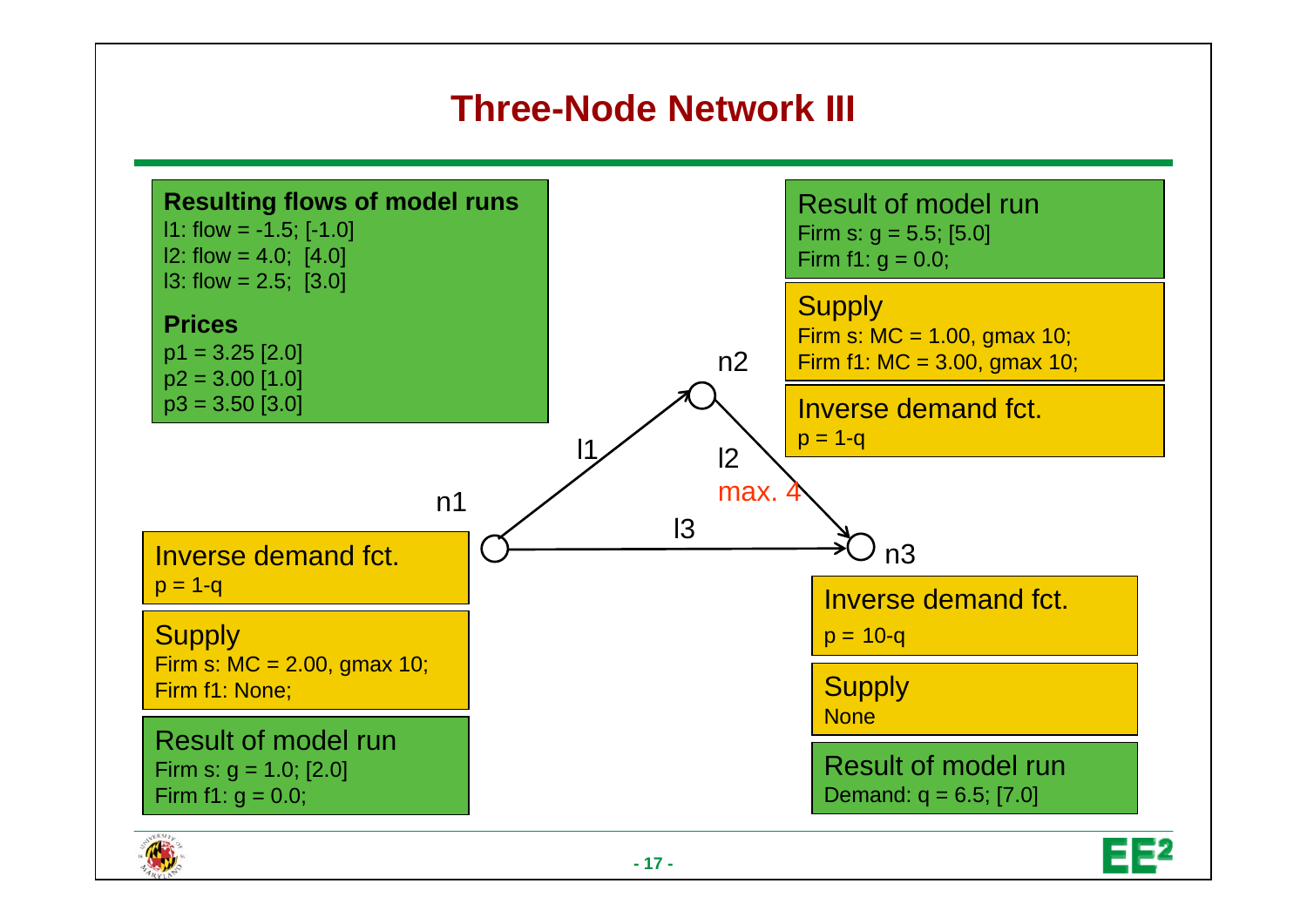# Three-Node Network III

**Resulting flows of model runs**

l1: flow = -1.5; [-1.0]
l2: flow = 4.0; [4.0]
l3: flow = 2.5; [3.0]

**Prices**

p1 = 3.25 [2.0]
p2 = 3.00 [1.0]
p3 = 3.50 [3.0]

**n2**

Result of model run
Firm s: g = 5.5; [5.0]
Firm f1: g = 0.0;

Supply
Firm s: MC = 1.00, gmax 10;
Firm f1: MC = 3.00, gmax 10;

Inverse demand fct.
p = 1-q

**l1**, **l2** max. 4, **l3**

**n1**

Inverse demand fct.
p = 1-q

Supply
Firm s: MC = 2.00, gmax 10;
Firm f1: None;

Result of model run
Firm s: g = 1.0; [2.0]
Firm f1: g = 0.0;

**n3**

Inverse demand fct.
p = 10-q

Supply
None

Result of model run
Demand: q = 6.5; [7.0]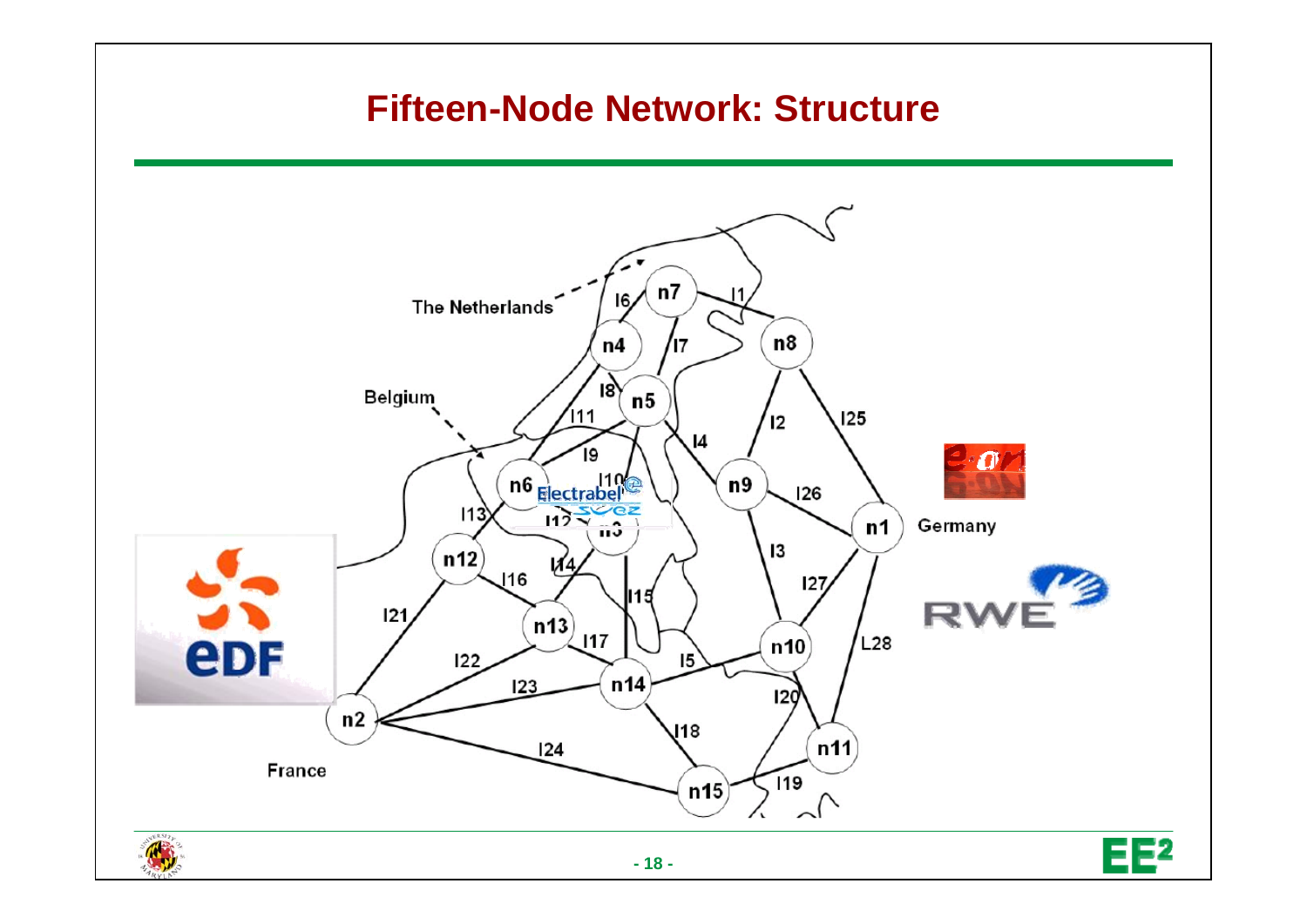# Fifteen-Node Network: Structure

The Netherlands

Belgium

France

Germany

n1, n2, n3, n4, n5, n6, n7, n8, n9, n10, n11, n12, n13, n14, n15

l1, l2, l3, l4, l5, l6, l7, l8, l9, l10, l11, l12, l13, l14, l15, l16, l17, l18, l19, l20, l21, l22, l23, l24, l25, l26, l27, L28

Electrabel, Suez, e.on, RWE, EDF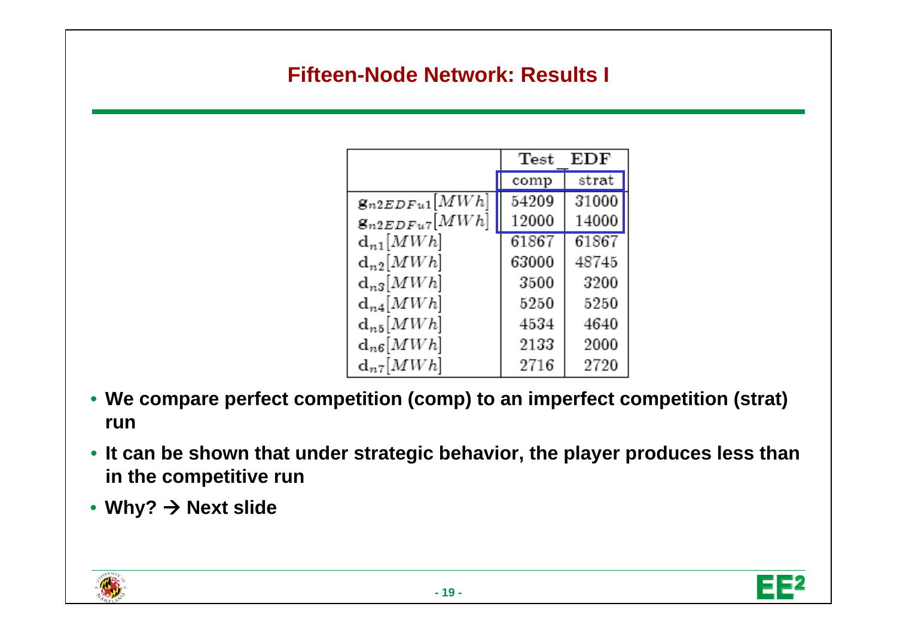# Fifteen-Node Network: Results I

| | Test_EDF | |
|---|---|---|
| | comp | strat |
| $g_{n2EDFu1}[MWh]$ | 54209 | 31000 |
| $g_{n2EDFu7}[MWh]$ | 12000 | 14000 |
| $d_{n1}[MWh]$ | 61867 | 61867 |
| $d_{n2}[MWh]$ | 63000 | 48745 |
| $d_{n3}[MWh]$ | 3500 | 3200 |
| $d_{n4}[MWh]$ | 5250 | 5250 |
| $d_{n5}[MWh]$ | 4534 | 4640 |
| $d_{n6}[MWh]$ | 2133 | 2000 |
| $d_{n7}[MWh]$ | 2716 | 2720 |

- **We compare perfect competition (comp) to an imperfect competition (strat) run**
- **It can be shown that under strategic behavior, the player produces less than in the competitive run**
- **Why? → Next slide**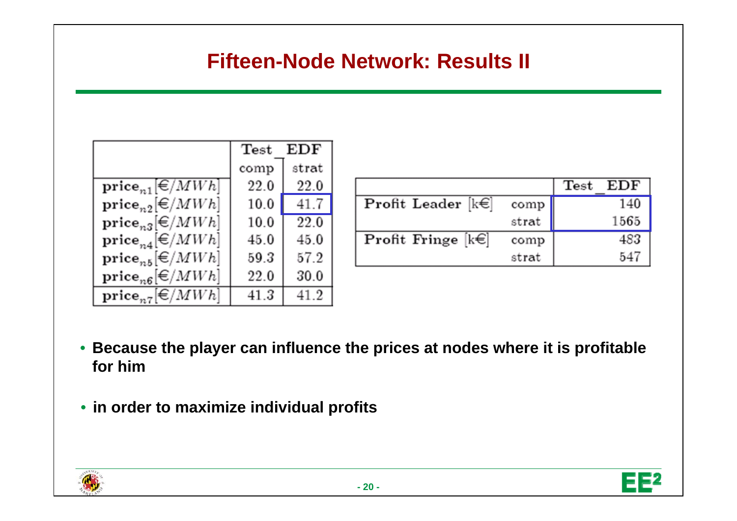# Fifteen-Node Network: Results II

| | Test_EDF | |
|---|---|---|
| | comp | strat |
| $\text{price}_{n1}$ [€/MWh] | 22.0 | 22.0 |
| $\text{price}_{n2}$ [€/MWh] | 10.0 | 41.7 |
| $\text{price}_{n3}$ [€/MWh] | 10.0 | 22.0 |
| $\text{price}_{n4}$ [€/MWh] | 45.0 | 45.0 |
| $\text{price}_{n5}$ [€/MWh] | 59.3 | 57.2 |
| $\text{price}_{n6}$ [€/MWh] | 22.0 | 30.0 |
| $\text{price}_{n7}$ [€/MWh] | 41.3 | 41.2 |

| | | Test_EDF |
|---|---|---|
| Profit Leader [k€] | comp | 140 |
| | strat | 1565 |
| Profit Fringe [k€] | comp | 483 |
| | strat | 547 |

- **Because the player can influence the prices at nodes where it is profitable for him**
- **in order to maximize individual profits**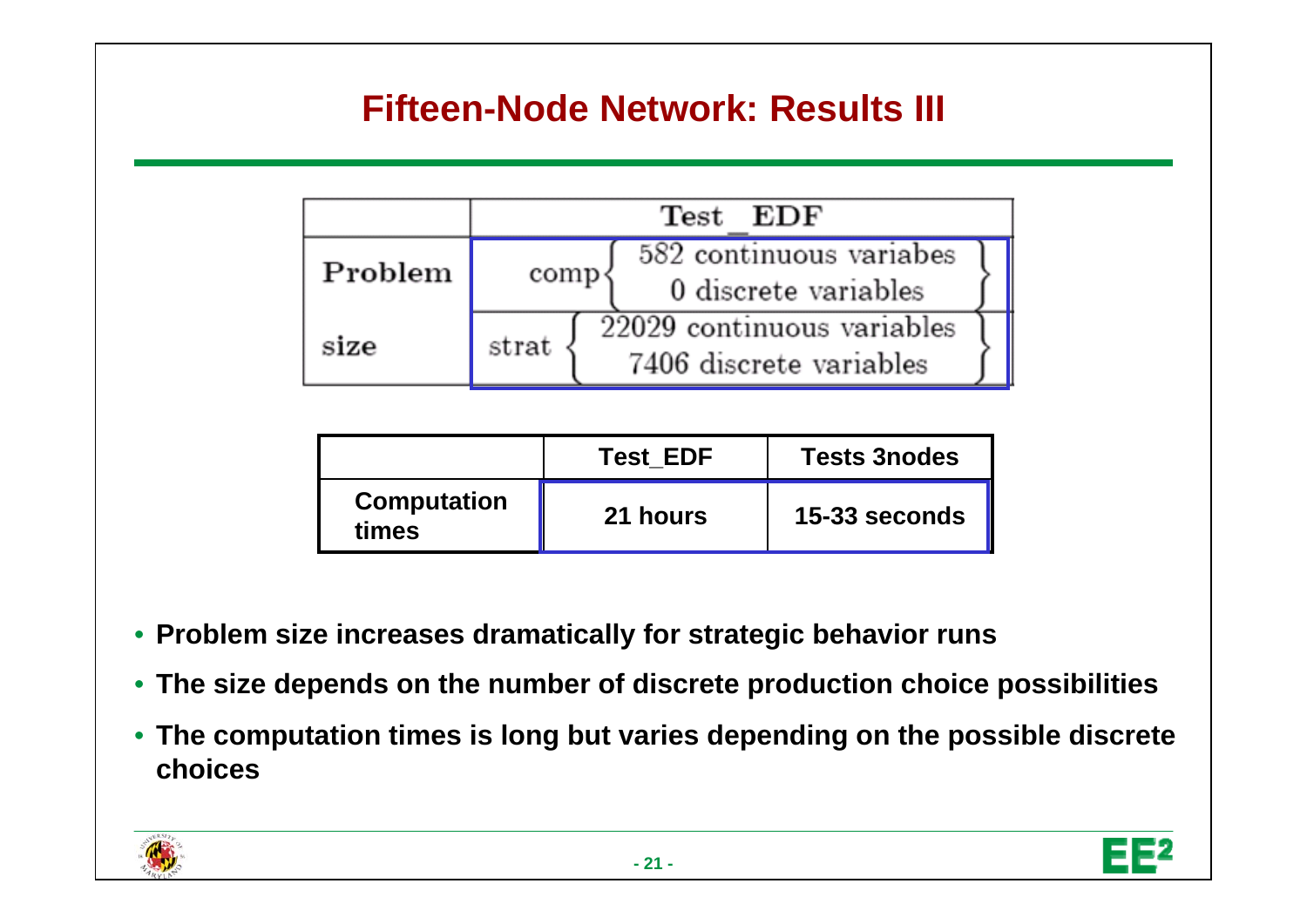# Fifteen-Node Network: Results III

| | | Test_EDF |
|---|---|---|
| Problem size | comp | 582 continuous variabes<br>0 discrete variables |
| | strat | 22029 continuous variables<br>7406 discrete variables |

| | Test_EDF | Tests 3nodes |
|---|---|---|
| **Computation times** | **21 hours** | **15-33 seconds** |

- **Problem size increases dramatically for strategic behavior runs**
- **The size depends on the number of discrete production choice possibilities**
- **The computation times is long but varies depending on the possible discrete choices**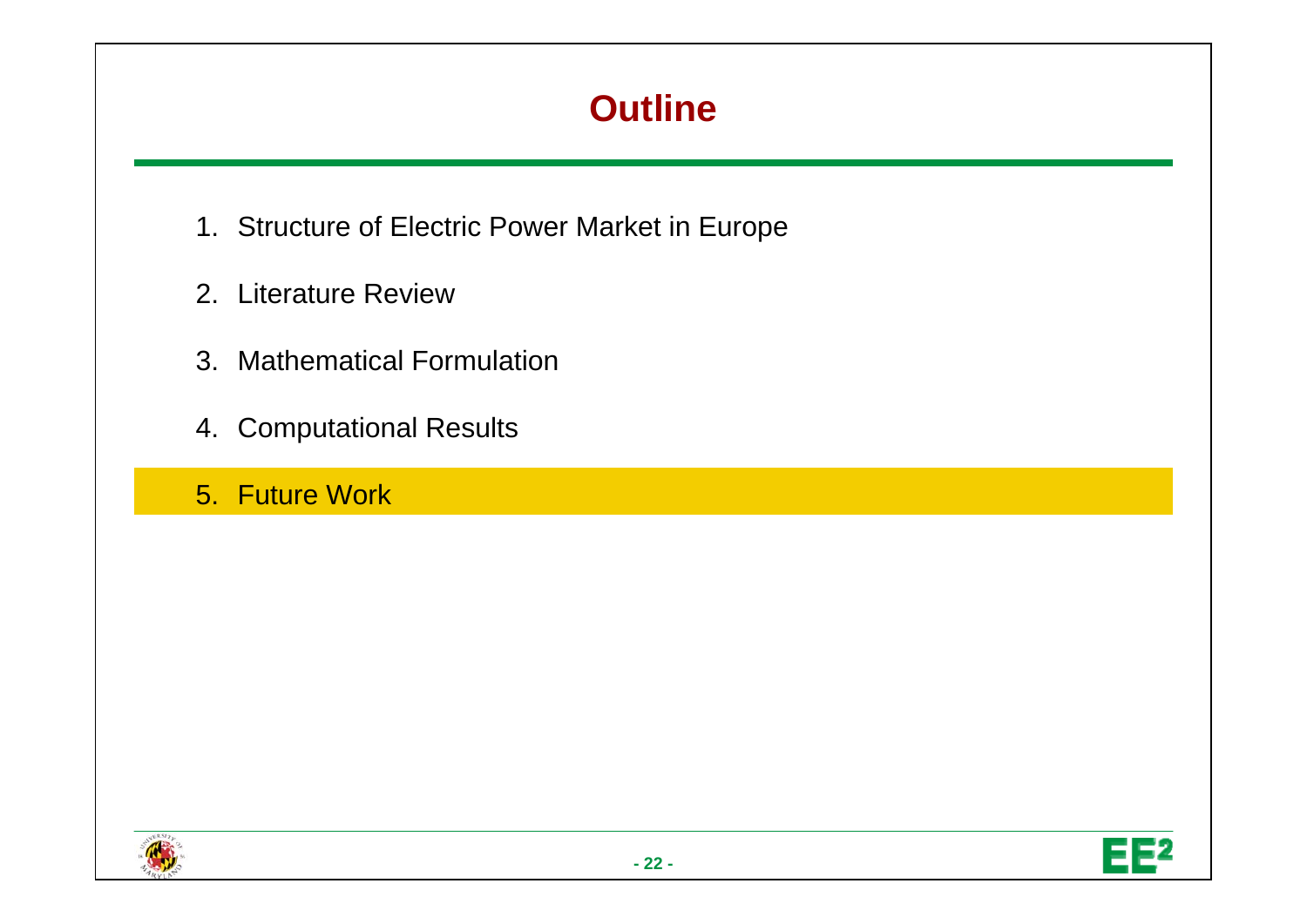# Outline

1. Structure of Electric Power Market in Europe
2. Literature Review
3. Mathematical Formulation
4. Computational Results
5. Future Work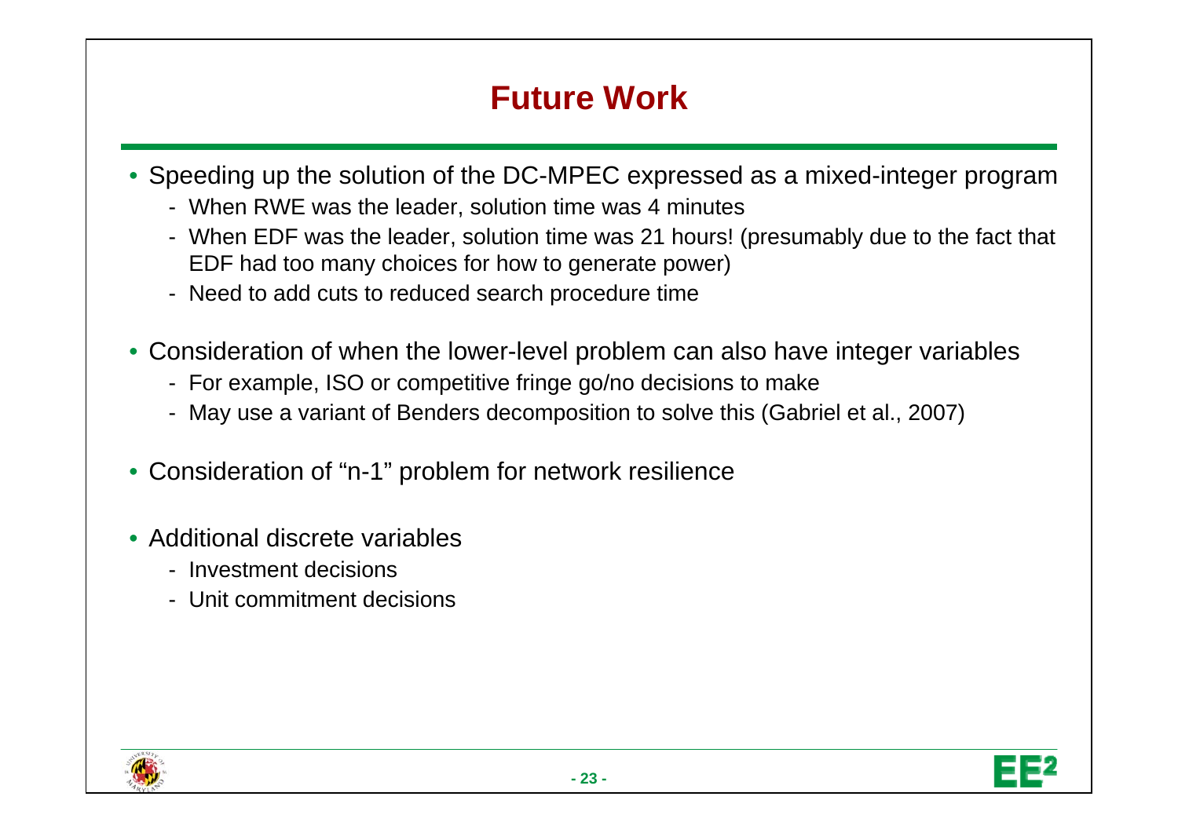# Future Work

- Speeding up the solution of the DC-MPEC expressed as a mixed-integer program
  - When RWE was the leader, solution time was 4 minutes
  - When EDF was the leader, solution time was 21 hours! (presumably due to the fact that EDF had too many choices for how to generate power)
  - Need to add cuts to reduced search procedure time
- Consideration of when the lower-level problem can also have integer variables
  - For example, ISO or competitive fringe go/no decisions to make
  - May use a variant of Benders decomposition to solve this (Gabriel et al., 2007)
- Consideration of "n-1" problem for network resilience
- Additional discrete variables
  - Investment decisions
  - Unit commitment decisions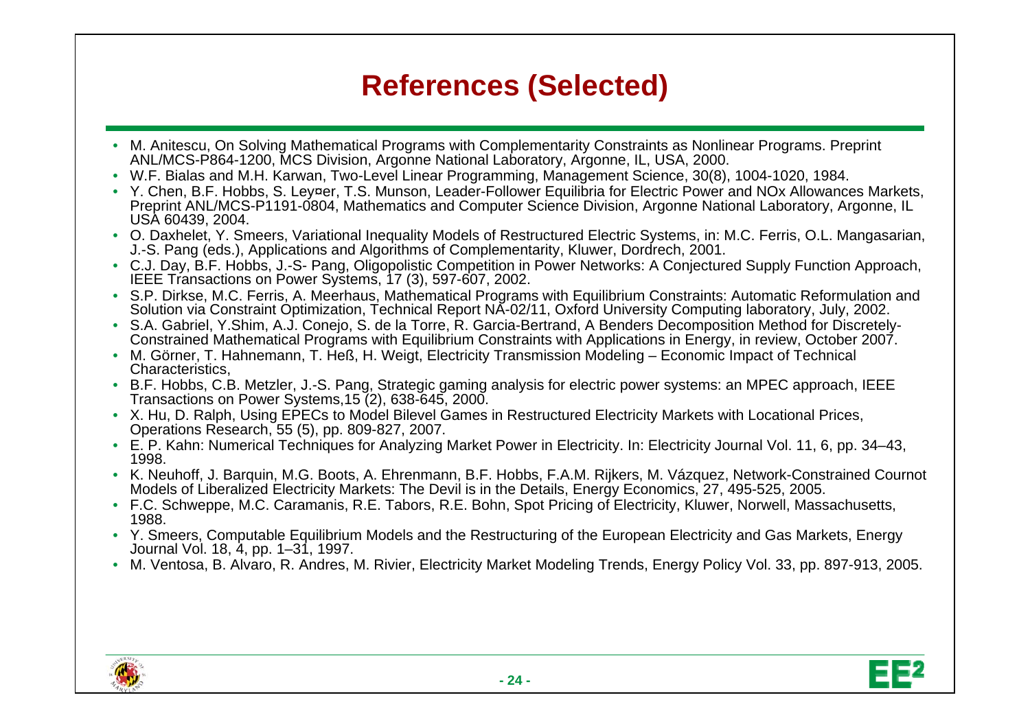# References (Selected)

- M. Anitescu, On Solving Mathematical Programs with Complementarity Constraints as Nonlinear Programs. Preprint ANL/MCS-P864-1200, MCS Division, Argonne National Laboratory, Argonne, IL, USA, 2000.
- W.F. Bialas and M.H. Karwan, Two-Level Linear Programming, Management Science, 30(8), 1004-1020, 1984.
- Y. Chen, B.F. Hobbs, S. Ley¤er, T.S. Munson, Leader-Follower Equilibria for Electric Power and NOx Allowances Markets, Preprint ANL/MCS-P1191-0804, Mathematics and Computer Science Division, Argonne National Laboratory, Argonne, IL USA 60439, 2004.
- O. Daxhelet, Y. Smeers, Variational Inequality Models of Restructured Electric Systems, in: M.C. Ferris, O.L. Mangasarian, J.-S. Pang (eds.), Applications and Algorithms of Complementarity, Kluwer, Dordrech, 2001.
- C.J. Day, B.F. Hobbs, J.-S- Pang, Oligopolistic Competition in Power Networks: A Conjectured Supply Function Approach, IEEE Transactions on Power Systems, 17 (3), 597-607, 2002.
- S.P. Dirkse, M.C. Ferris, A. Meerhaus, Mathematical Programs with Equilibrium Constraints: Automatic Reformulation and Solution via Constraint Optimization, Technical Report NA-02/11, Oxford University Computing laboratory, July, 2002.
- S.A. Gabriel, Y.Shim, A.J. Conejo, S. de la Torre, R. Garcia-Bertrand, A Benders Decomposition Method for Discretely-Constrained Mathematical Programs with Equilibrium Constraints with Applications in Energy, in review, October 2007.
- M. Görner, T. Hahnemann, T. Heß, H. Weigt, Electricity Transmission Modeling – Economic Impact of Technical Characteristics,
- B.F. Hobbs, C.B. Metzler, J.-S. Pang, Strategic gaming analysis for electric power systems: an MPEC approach, IEEE Transactions on Power Systems,15 (2), 638-645, 2000.
- X. Hu, D. Ralph, Using EPECs to Model Bilevel Games in Restructured Electricity Markets with Locational Prices, Operations Research, 55 (5), pp. 809-827, 2007.
- E. P. Kahn: Numerical Techniques for Analyzing Market Power in Electricity. In: Electricity Journal Vol. 11, 6, pp. 34–43, 1998.
- K. Neuhoff, J. Barquin, M.G. Boots, A. Ehrenmann, B.F. Hobbs, F.A.M. Rijkers, M. Vázquez, Network-Constrained Cournot Models of Liberalized Electricity Markets: The Devil is in the Details, Energy Economics, 27, 495-525, 2005.
- F.C. Schweppe, M.C. Caramanis, R.E. Tabors, R.E. Bohn, Spot Pricing of Electricity, Kluwer, Norwell, Massachusetts, 1988.
- Y. Smeers, Computable Equilibrium Models and the Restructuring of the European Electricity and Gas Markets, Energy Journal Vol. 18, 4, pp. 1–31, 1997.
- M. Ventosa, B. Alvaro, R. Andres, M. Rivier, Electricity Market Modeling Trends, Energy Policy Vol. 33, pp. 897-913, 2005.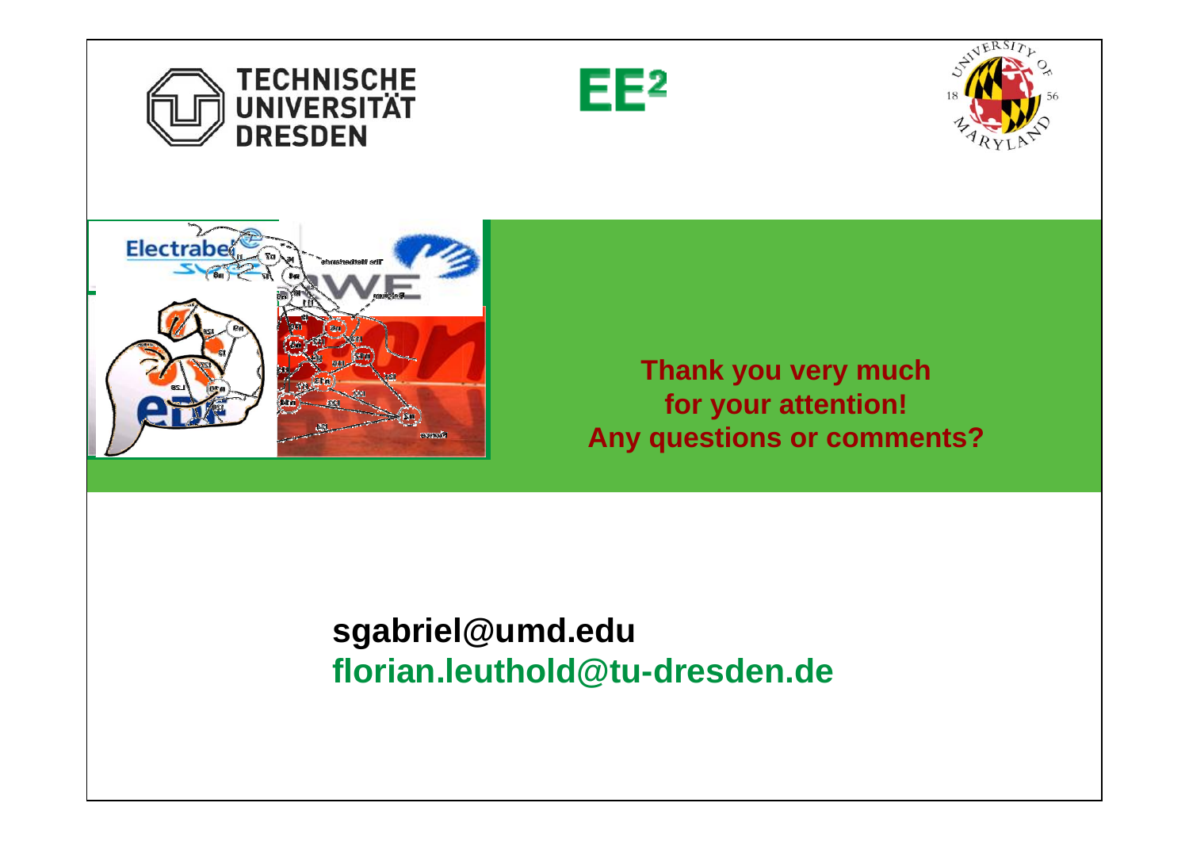**Thank you very much for your attention!**
**Any questions or comments?**

**sgabriel@umd.edu**
**florian.leuthold@tu-dresden.de**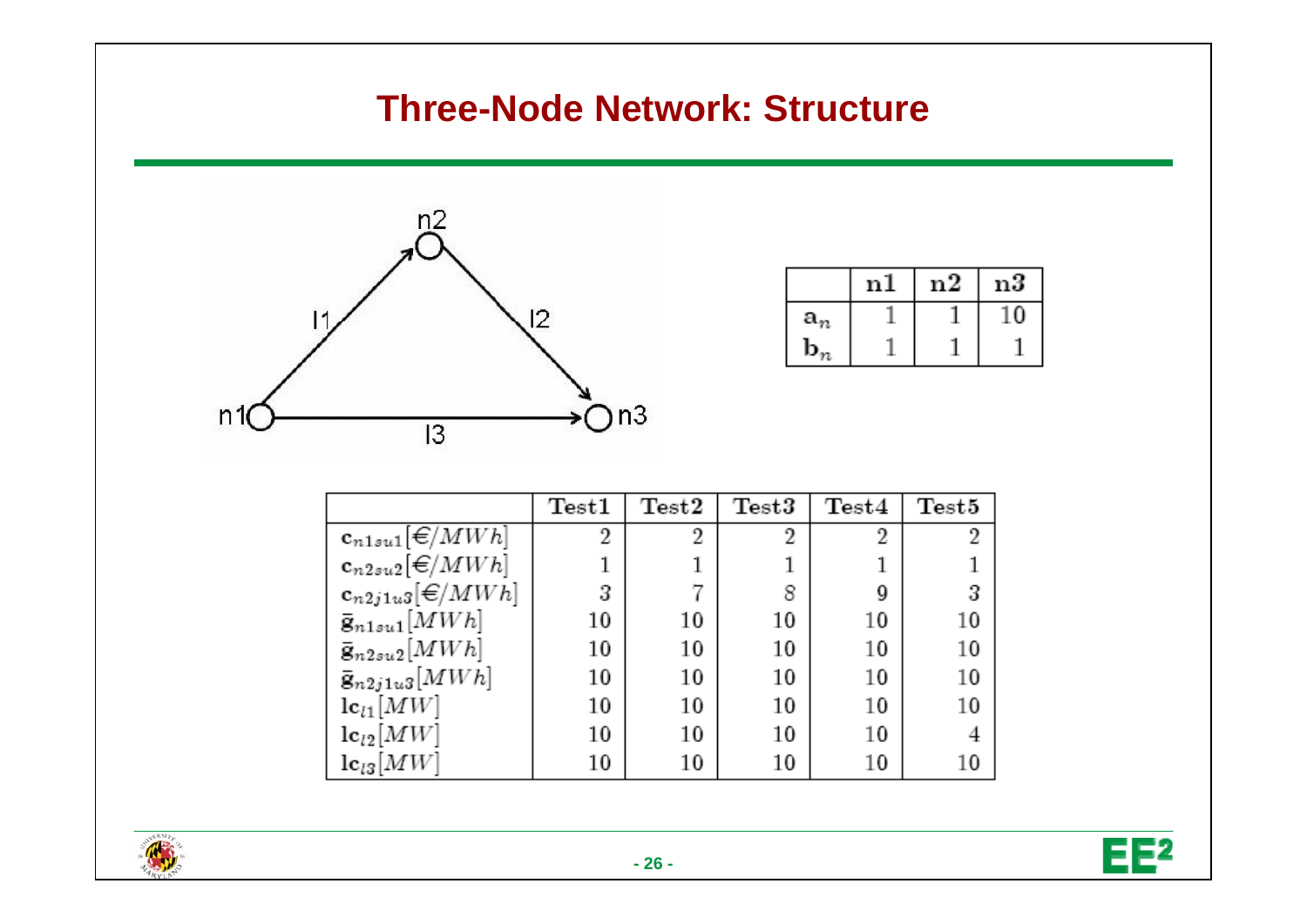## Three-Node Network: Structure

|  | n1 | n2 | n3 |
|---|---|---|---|
| $\mathbf{a}_n$ | 1 | 1 | 10 |
| $\mathbf{b}_n$ | 1 | 1 | 1 |

|  | Test1 | Test2 | Test3 | Test4 | Test5 |
|---|---|---|---|---|---|
| $\mathbf{c}_{n1su1}[€/MWh]$ | 2 | 2 | 2 | 2 | 2 |
| $\mathbf{c}_{n2su2}[€/MWh]$ | 1 | 1 | 1 | 1 | 1 |
| $\mathbf{c}_{n2j1u3}[€/MWh]$ | 3 | 7 | 8 | 9 | 3 |
| $\bar{\mathbf{g}}_{n1su1}[MWh]$ | 10 | 10 | 10 | 10 | 10 |
| $\bar{\mathbf{g}}_{n2su2}[MWh]$ | 10 | 10 | 10 | 10 | 10 |
| $\bar{\mathbf{g}}_{n2j1u3}[MWh]$ | 10 | 10 | 10 | 10 | 10 |
| $\mathbf{lc}_{l1}[MW]$ | 10 | 10 | 10 | 10 | 10 |
| $\mathbf{lc}_{l2}[MW]$ | 10 | 10 | 10 | 10 | 4 |
| $\mathbf{lc}_{l3}[MW]$ | 10 | 10 | 10 | 10 | 10 |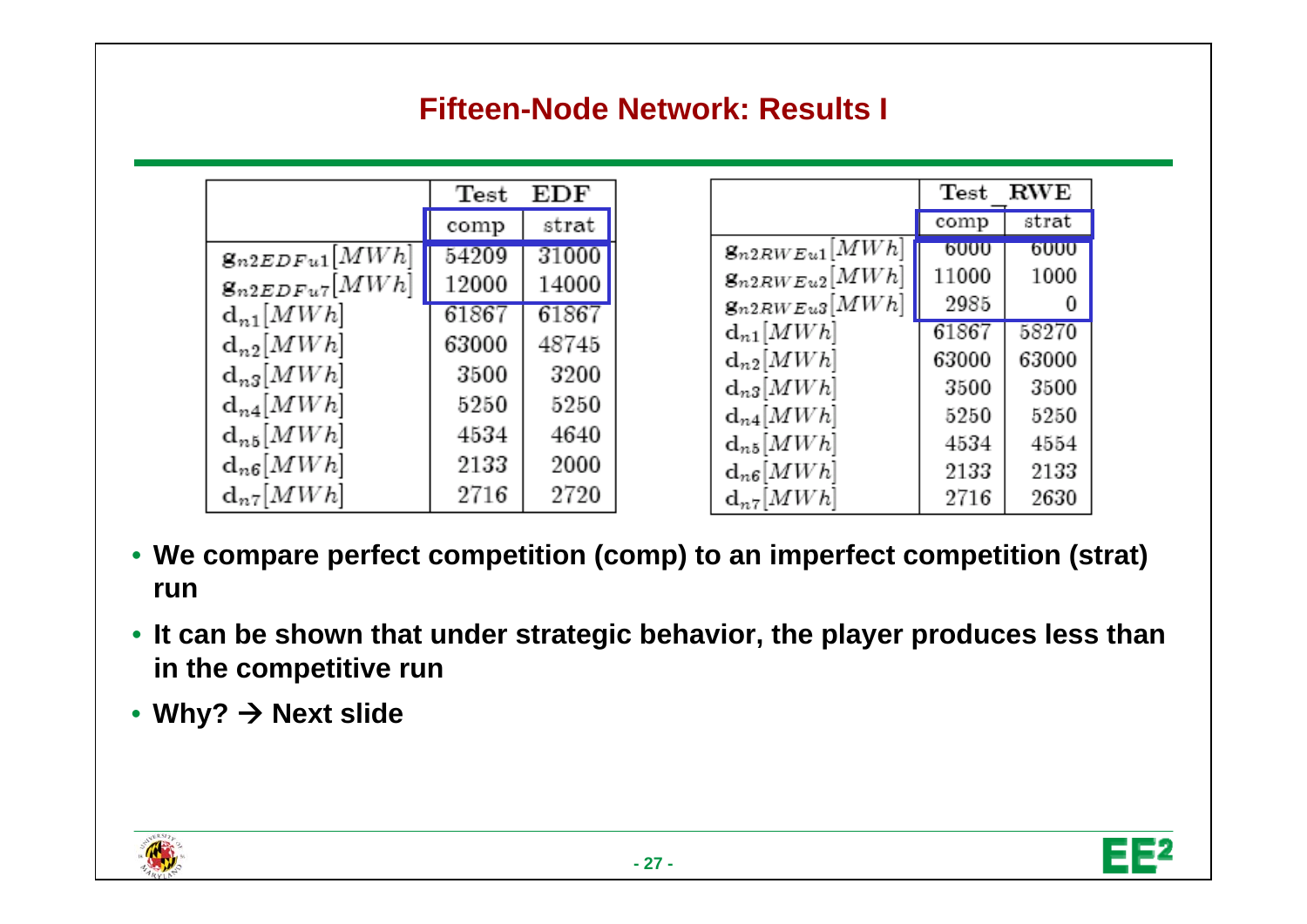## Fifteen-Node Network: Results I

| | Test EDF | |
|---|---|---|
| | comp | strat |
| $g_{n2EDFu1}[MWh]$ | 54209 | 31000 |
| $g_{n2EDFu7}[MWh]$ | 12000 | 14000 |
| $d_{n1}[MWh]$ | 61867 | 61867 |
| $d_{n2}[MWh]$ | 63000 | 48745 |
| $d_{n3}[MWh]$ | 3500 | 3200 |
| $d_{n4}[MWh]$ | 5250 | 5250 |
| $d_{n5}[MWh]$ | 4534 | 4640 |
| $d_{n6}[MWh]$ | 2133 | 2000 |
| $d_{n7}[MWh]$ | 2716 | 2720 |

| | Test_RWE | |
|---|---|---|
| | comp | strat |
| $g_{n2RWEu1}[MWh]$ | 6000 | 6000 |
| $g_{n2RWEu2}[MWh]$ | 11000 | 1000 |
| $g_{n2RWEu3}[MWh]$ | 2985 | 0 |
| $d_{n1}[MWh]$ | 61867 | 58270 |
| $d_{n2}[MWh]$ | 63000 | 63000 |
| $d_{n3}[MWh]$ | 3500 | 3500 |
| $d_{n4}[MWh]$ | 5250 | 5250 |
| $d_{n5}[MWh]$ | 4534 | 4554 |
| $d_{n6}[MWh]$ | 2133 | 2133 |
| $d_{n7}[MWh]$ | 2716 | 2630 |

- **We compare perfect competition (comp) to an imperfect competition (strat) run**
- **It can be shown that under strategic behavior, the player produces less than in the competitive run**
- **Why? → Next slide**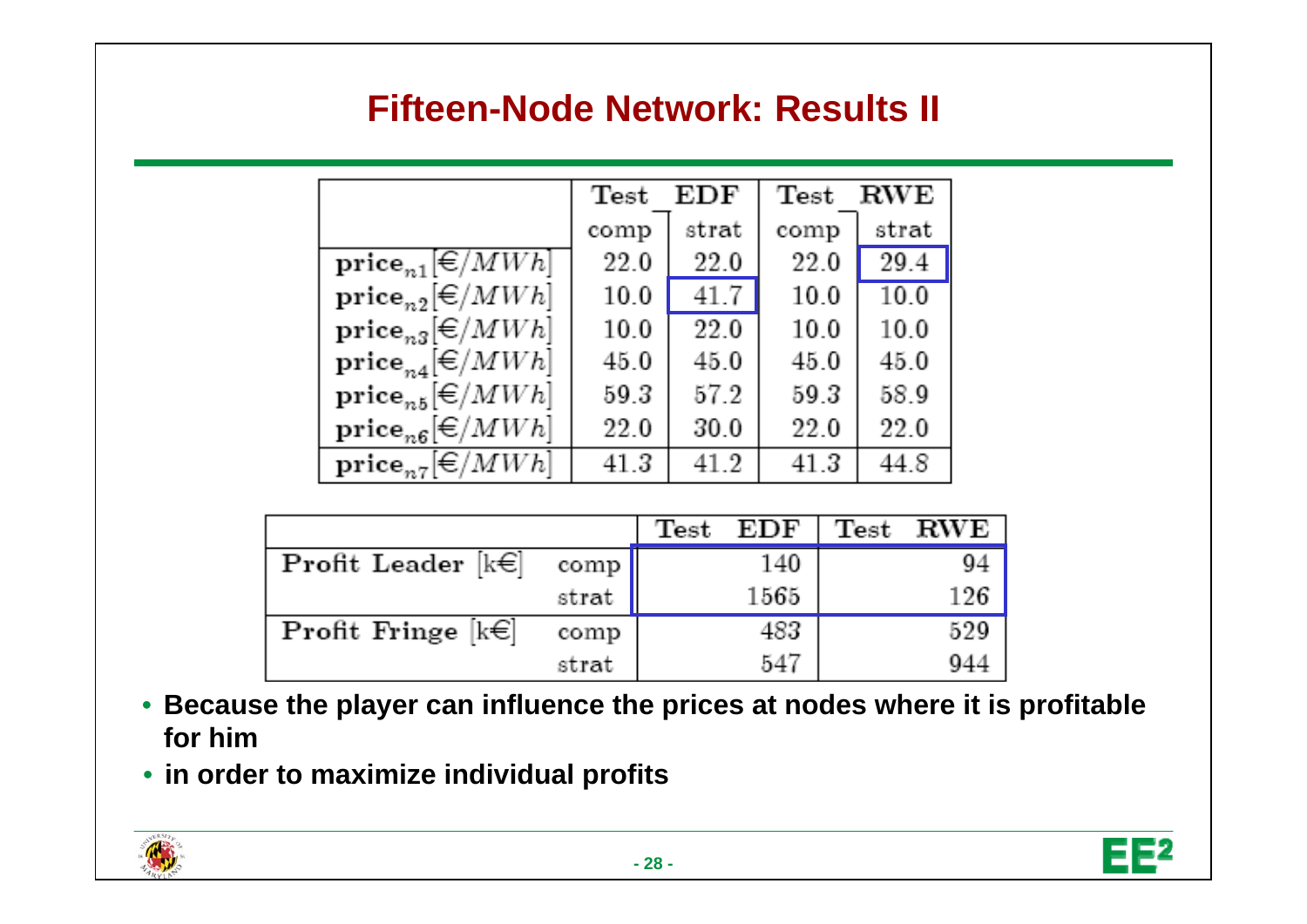# Fifteen-Node Network: Results II

| | Test EDF | | Test RWE | |
|---|---|---|---|---|
| | comp | strat | comp | strat |
| $\text{price}_{n1}$ [€/$MWh$] | 22.0 | 22.0 | 22.0 | 29.4 |
| $\text{price}_{n2}$ [€/$MWh$] | 10.0 | 41.7 | 10.0 | 10.0 |
| $\text{price}_{n3}$ [€/$MWh$] | 10.0 | 22.0 | 10.0 | 10.0 |
| $\text{price}_{n4}$ [€/$MWh$] | 45.0 | 45.0 | 45.0 | 45.0 |
| $\text{price}_{n5}$ [€/$MWh$] | 59.3 | 57.2 | 59.3 | 58.9 |
| $\text{price}_{n6}$ [€/$MWh$] | 22.0 | 30.0 | 22.0 | 22.0 |
| $\text{price}_{n7}$ [€/$MWh$] | 41.3 | 41.2 | 41.3 | 44.8 |

| | | Test EDF | Test RWE |
|---|---|---|---|
| Profit Leader [k€] | comp | 140 | 94 |
| | strat | 1565 | 126 |
| Profit Fringe [k€] | comp | 483 | 529 |
| | strat | 547 | 944 |

- **Because the player can influence the prices at nodes where it is profitable for him**
- **in order to maximize individual profits**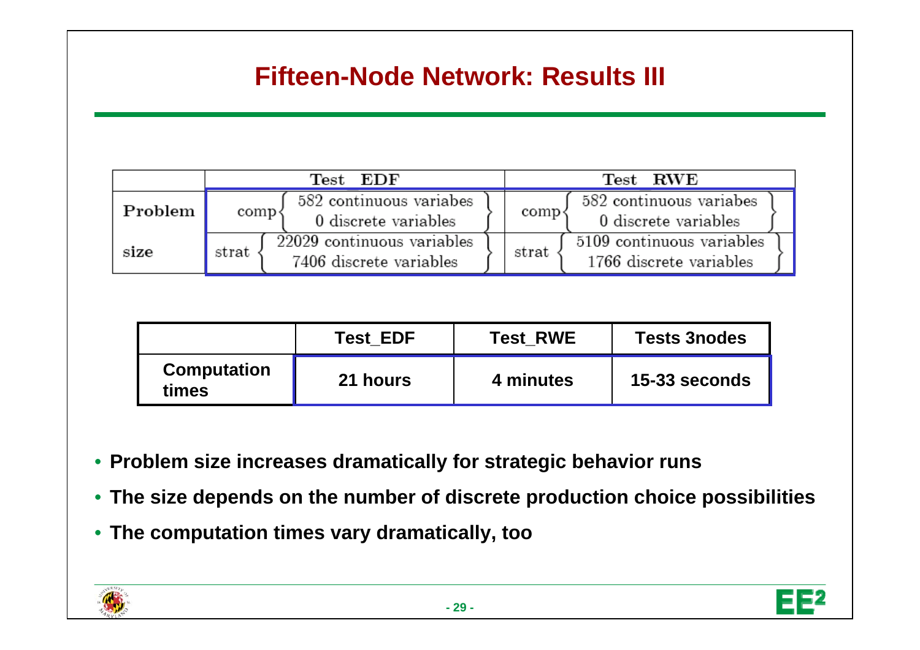# Fifteen-Node Network: Results III

| | | Test EDF | Test RWE |
|---|---|---|---|
| Problem size | comp | 582 continuous variabes<br>0 discrete variables | 582 continuous variabes<br>0 discrete variables |
| | strat | 22029 continuous variables<br>7406 discrete variables | 5109 continuous variables<br>1766 discrete variables |

| | Test_EDF | Test_RWE | Tests 3nodes |
|---|---|---|---|
| **Computation times** | **21 hours** | **4 minutes** | **15-33 seconds** |

- **Problem size increases dramatically for strategic behavior runs**
- **The size depends on the number of discrete production choice possibilities**
- **The computation times vary dramatically, too**